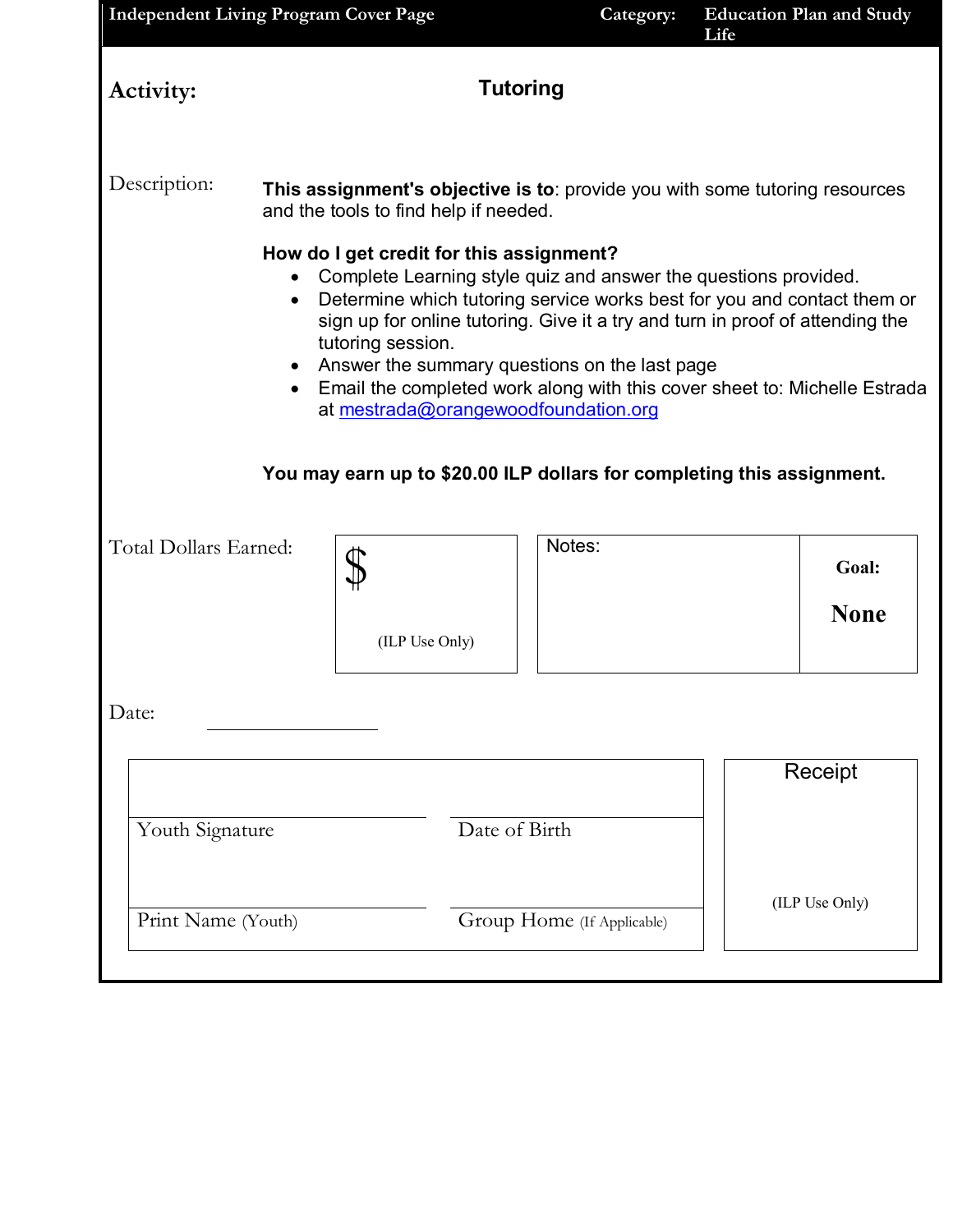**Independent Living Program Cover Page** | **Category:** | **Education Plan and Study Life**

**Activity:** **Tutoring**

Description:

**This assignment's objective is to**: provide you with some tutoring resources and the tools to find help if needed.

**How do I get credit for this assignment?**

- Complete Learning style quiz and answer the questions provided.
- Determine which tutoring service works best for you and contact them or sign up for online tutoring. Give it a try and turn in proof of attending the tutoring session.
- Answer the summary questions on the last page
- Email the completed work along with this cover sheet to: Michelle Estrada at mestrada@orangewoodfoundation.org

**You may earn up to $20.00 ILP dollars for completing this assignment.**

| Total Dollars Earned: | $ (ILP Use Only) | Notes: | **Goal:** **None** |
|---|---|---|---|

Date: ____________

| | | |
|---|---|---|
| Youth Signature | Date of Birth | Receipt |
| Print Name (Youth) | Group Home (If Applicable) | (ILP Use Only) |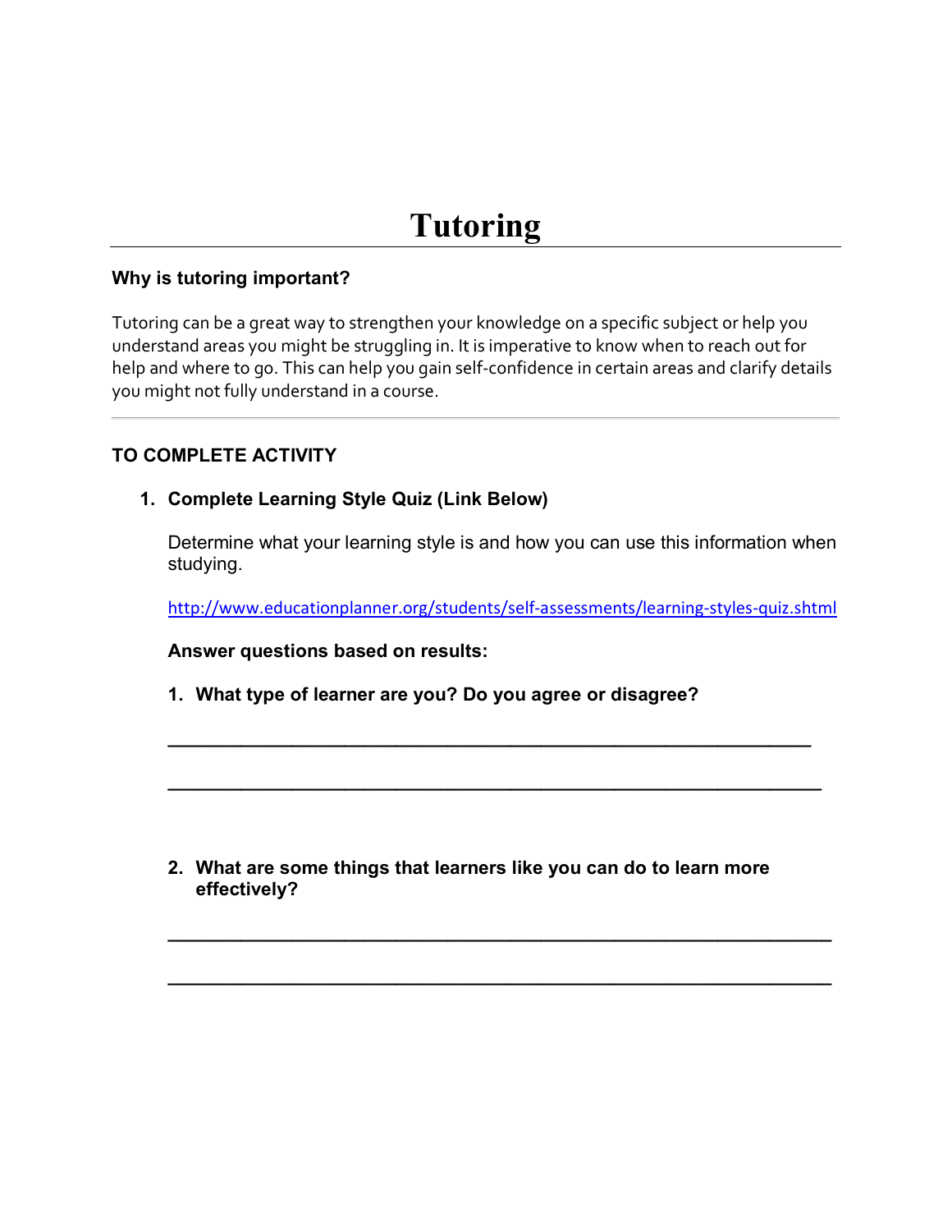# Tutoring

### Why is tutoring important?

Tutoring can be a great way to strengthen your knowledge on a specific subject or help you understand areas you might be struggling in. It is imperative to know when to reach out for help and where to go. This can help you gain self-confidence in certain areas and clarify details you might not fully understand in a course.

---

### TO COMPLETE ACTIVITY

1. **Complete Learning Style Quiz (Link Below)**

   Determine what your learning style is and how you can use this information when studying.

   http://www.educationplanner.org/students/self-assessments/learning-styles-quiz.shtml

   **Answer questions based on results:**

   1. **What type of learner are you? Do you agree or disagree?**

      ______________________________________________________________

      ______________________________________________________________

   2. **What are some things that learners like you can do to learn more effectively?**

      ______________________________________________________________

      ______________________________________________________________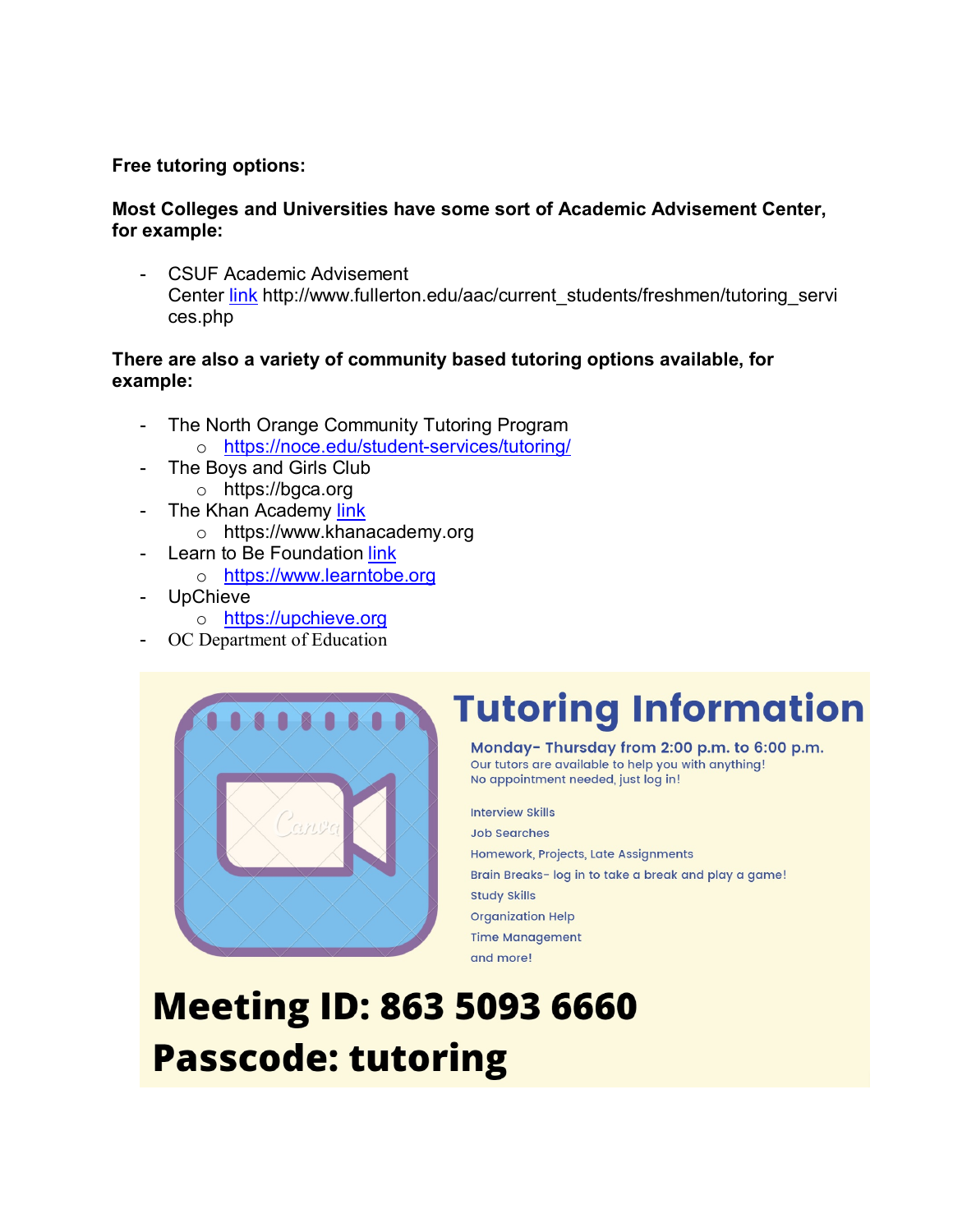**Free tutoring options:**

**Most Colleges and Universities have some sort of Academic Advisement Center, for example:**

- CSUF Academic Advisement Center link http://www.fullerton.edu/aac/current_students/freshmen/tutoring_services.php

**There are also a variety of community based tutoring options available, for example:**

- The North Orange Community Tutoring Program
  - https://noce.edu/student-services/tutoring/
- The Boys and Girls Club
  - https://bgca.org
- The Khan Academy link
  - https://www.khanacademy.org
- Learn to Be Foundation link
  - https://www.learntobe.org
- UpChieve
  - https://upchieve.org
- OC Department of Education

# Tutoring Information

**Monday- Thursday from 2:00 p.m. to 6:00 p.m.**
Our tutors are available to help you with anything!
No appointment needed, just log in!

Interview Skills
Job Searches
Homework, Projects, Late Assignments
Brain Breaks- log in to take a break and play a game!
Study Skills
Organization Help
Time Management
and more!

**Meeting ID: 863 5093 6660**
**Passcode: tutoring**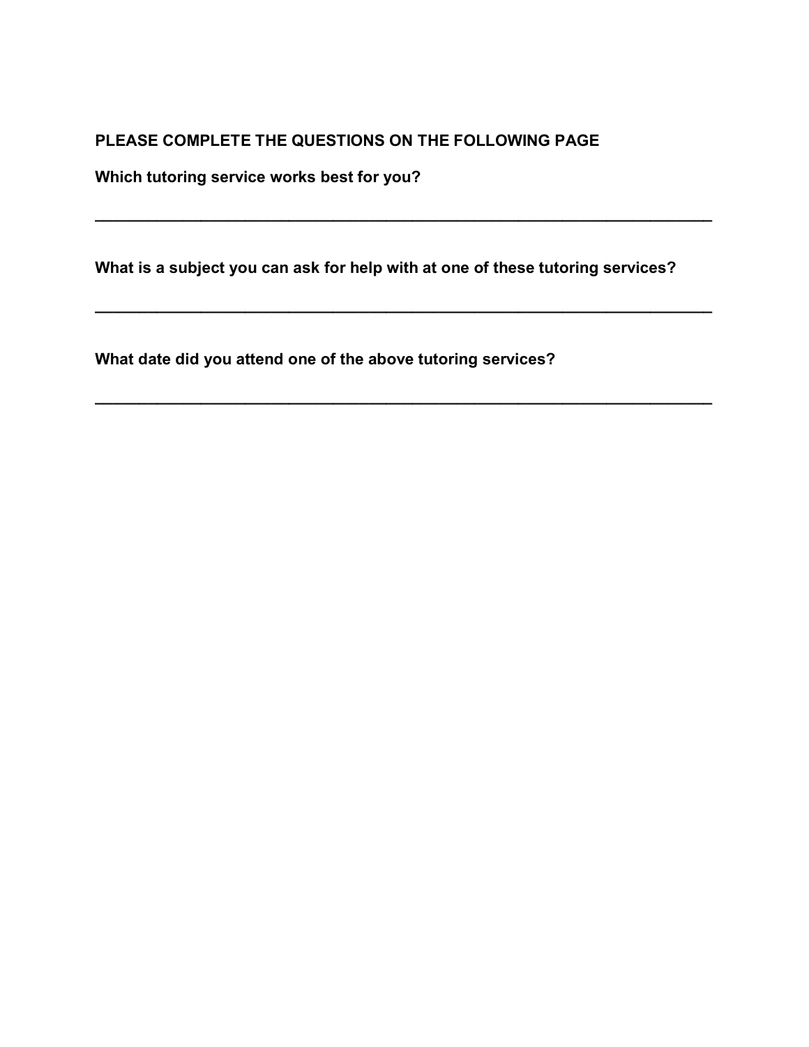**PLEASE COMPLETE THE QUESTIONS ON THE FOLLOWING PAGE**

**Which tutoring service works best for you?**

\_\_\_\_\_\_\_\_\_\_\_\_\_\_\_\_\_\_\_\_\_\_\_\_\_\_\_\_\_\_\_\_\_\_\_\_\_\_\_\_\_\_\_\_\_\_\_\_\_\_\_\_\_\_\_\_\_\_\_\_\_\_\_\_\_\_\_\_\_\_

**What is a subject you can ask for help with at one of these tutoring services?**

\_\_\_\_\_\_\_\_\_\_\_\_\_\_\_\_\_\_\_\_\_\_\_\_\_\_\_\_\_\_\_\_\_\_\_\_\_\_\_\_\_\_\_\_\_\_\_\_\_\_\_\_\_\_\_\_\_\_\_\_\_\_\_\_\_\_\_\_\_\_

**What date did you attend one of the above tutoring services?**

\_\_\_\_\_\_\_\_\_\_\_\_\_\_\_\_\_\_\_\_\_\_\_\_\_\_\_\_\_\_\_\_\_\_\_\_\_\_\_\_\_\_\_\_\_\_\_\_\_\_\_\_\_\_\_\_\_\_\_\_\_\_\_\_\_\_\_\_\_\_